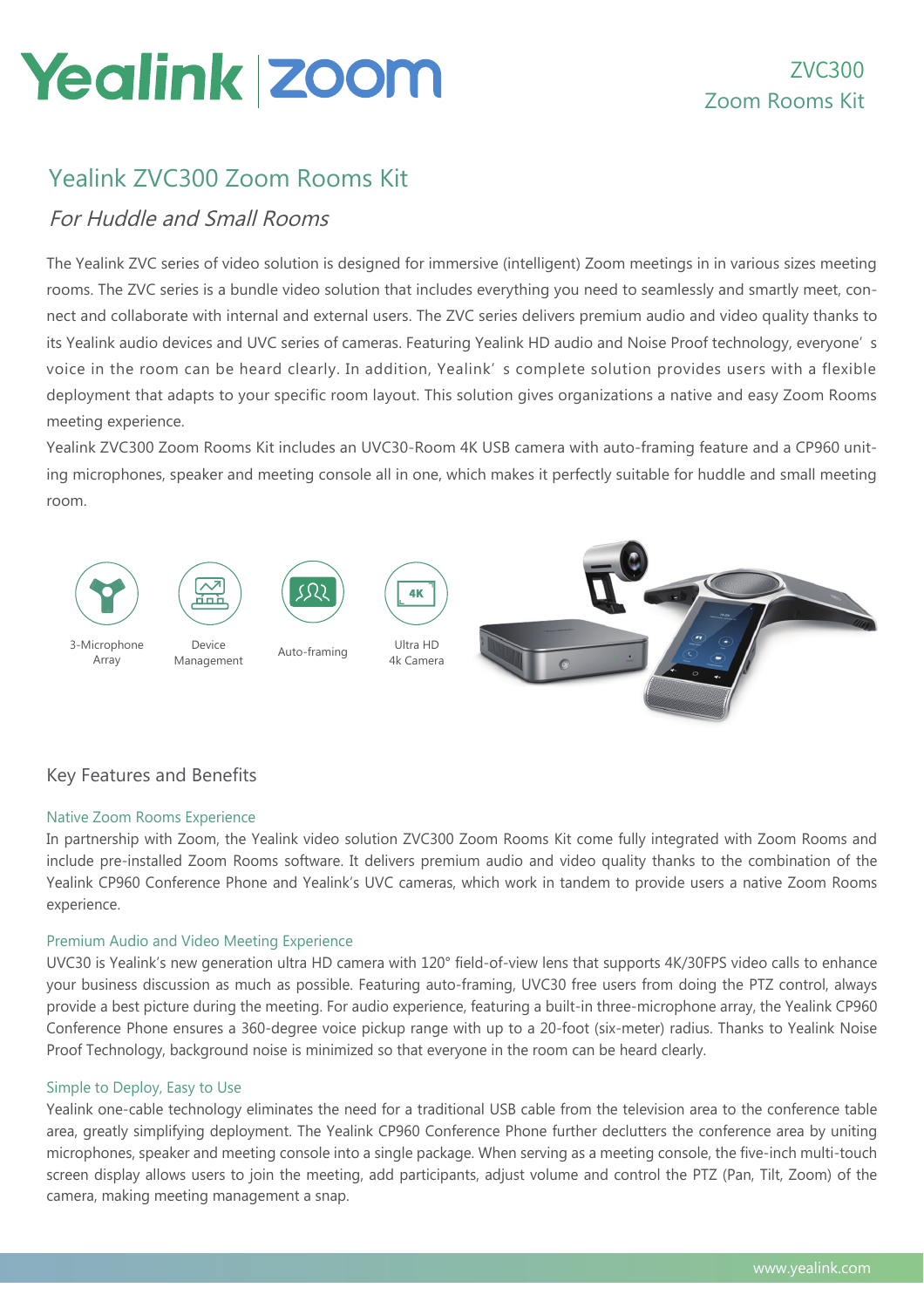Yealink | zoom

ZVC300
Zoom Rooms Kit

# Yealink ZVC300 Zoom Rooms Kit

## *For Huddle and Small Rooms*

The Yealink ZVC series of video solution is designed for immersive (intelligent) Zoom meetings in in various sizes meeting rooms. The ZVC series is a bundle video solution that includes everything you need to seamlessly and smartly meet, connect and collaborate with internal and external users. The ZVC series delivers premium audio and video quality thanks to its Yealink audio devices and UVC series of cameras. Featuring Yealink HD audio and Noise Proof technology, everyone' s voice in the room can be heard clearly. In addition, Yealink' s complete solution provides users with a flexible deployment that adapts to your specific room layout. This solution gives organizations a native and easy Zoom Rooms meeting experience.

Yealink ZVC300 Zoom Rooms Kit includes an UVC30-Room 4K USB camera with auto-framing feature and a CP960 uniting microphones, speaker and meeting console all in one, which makes it perfectly suitable for huddle and small meeting room.

3-Microphone Array

Device Management

Auto-framing

Ultra HD 4k Camera

## Key Features and Benefits

### Native Zoom Rooms Experience

In partnership with Zoom, the Yealink video solution ZVC300 Zoom Rooms Kit come fully integrated with Zoom Rooms and include pre-installed Zoom Rooms software. It delivers premium audio and video quality thanks to the combination of the Yealink CP960 Conference Phone and Yealink's UVC cameras, which work in tandem to provide users a native Zoom Rooms experience.

### Premium Audio and Video Meeting Experience

UVC30 is Yealink's new generation ultra HD camera with 120° field-of-view lens that supports 4K/30FPS video calls to enhance your business discussion as much as possible. Featuring auto-framing, UVC30 free users from doing the PTZ control, always provide a best picture during the meeting. For audio experience, featuring a built-in three-microphone array, the Yealink CP960 Conference Phone ensures a 360-degree voice pickup range with up to a 20-foot (six-meter) radius. Thanks to Yealink Noise Proof Technology, background noise is minimized so that everyone in the room can be heard clearly.

### Simple to Deploy, Easy to Use

Yealink one-cable technology eliminates the need for a traditional USB cable from the television area to the conference table area, greatly simplifying deployment. The Yealink CP960 Conference Phone further declutters the conference area by uniting microphones, speaker and meeting console into a single package. When serving as a meeting console, the five-inch multi-touch screen display allows users to join the meeting, add participants, adjust volume and control the PTZ (Pan, Tilt, Zoom) of the camera, making meeting management a snap.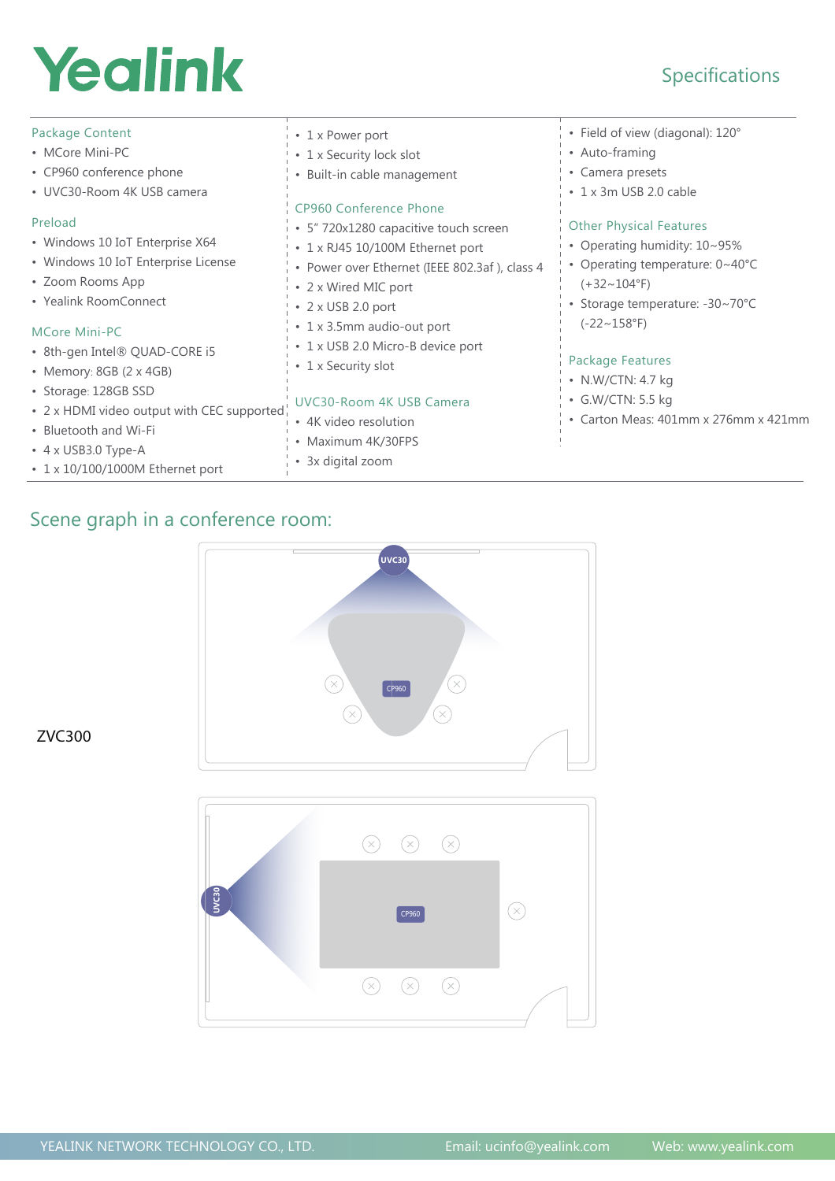# Specifications

### Package Content

- MCore Mini-PC
- CP960 conference phone
- UVC30-Room 4K USB camera

### Preload

- Windows 10 IoT Enterprise X64
- Windows 10 IoT Enterprise License
- Zoom Rooms App
- Yealink RoomConnect

### MCore Mini-PC

- 8th-gen Intel® QUAD-CORE i5
- Memory: 8GB (2 x 4GB)
- Storage: 128GB SSD
- 2 x HDMI video output with CEC supported
- Bluetooth and Wi-Fi
- 4 x USB3.0 Type-A
- 1 x 10/100/1000M Ethernet port
- 1 x Power port
- 1 x Security lock slot
- Built-in cable management

### CP960 Conference Phone

- 5" 720x1280 capacitive touch screen
- 1 x RJ45 10/100M Ethernet port
- Power over Ethernet (IEEE 802.3af ), class 4
- 2 x Wired MIC port
- 2 x USB 2.0 port
- 1 x 3.5mm audio-out port
- 1 x USB 2.0 Micro-B device port
- 1 x Security slot

### UVC30-Room 4K USB Camera

- 4K video resolution
- Maximum 4K/30FPS
- 3x digital zoom
- Field of view (diagonal): 120°
- Auto-framing
- Camera presets
- 1 x 3m USB 2.0 cable

### Other Physical Features

- Operating humidity: 10~95%
- Operating temperature: 0~40°C (+32~104°F)
- Storage temperature: -30~70°C (-22~158°F)

### Package Features

- N.W/CTN: 4.7 kg
- G.W/CTN: 5.5 kg
- Carton Meas: 401mm x 276mm x 421mm

## Scene graph in a conference room:

ZVC300

YEALINK NETWORK TECHNOLOGY CO., LTD. Email: ucinfo@yealink.com Web: www.yealink.com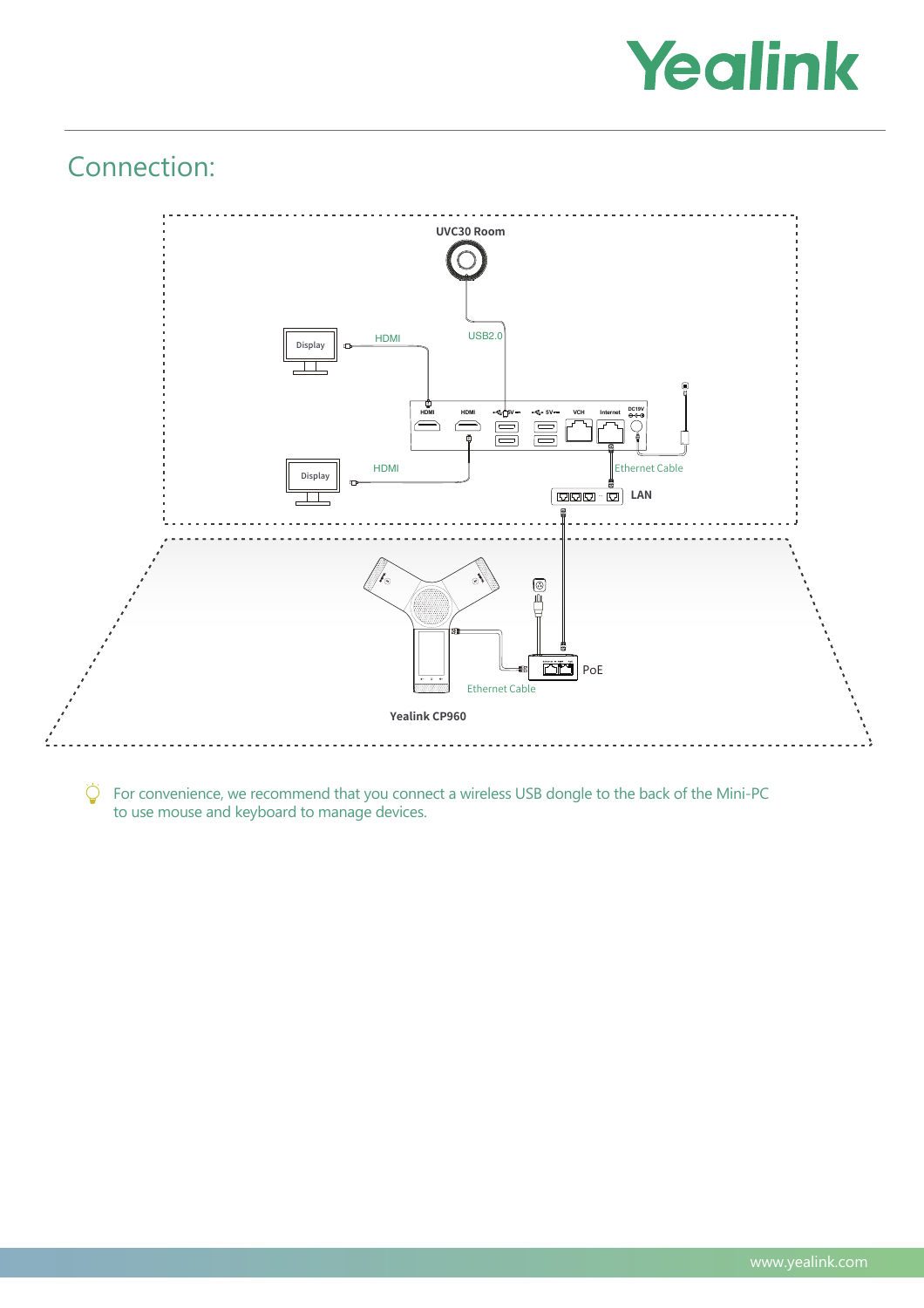## Connection:

UVC30 Room

USB2.0

HDMI

Display

HDMI

Display

Ethernet Cable

LAN

PoE

Ethernet Cable

Yealink CP960

For convenience, we recommend that you connect a wireless USB dongle to the back of the Mini-PC to use mouse and keyboard to manage devices.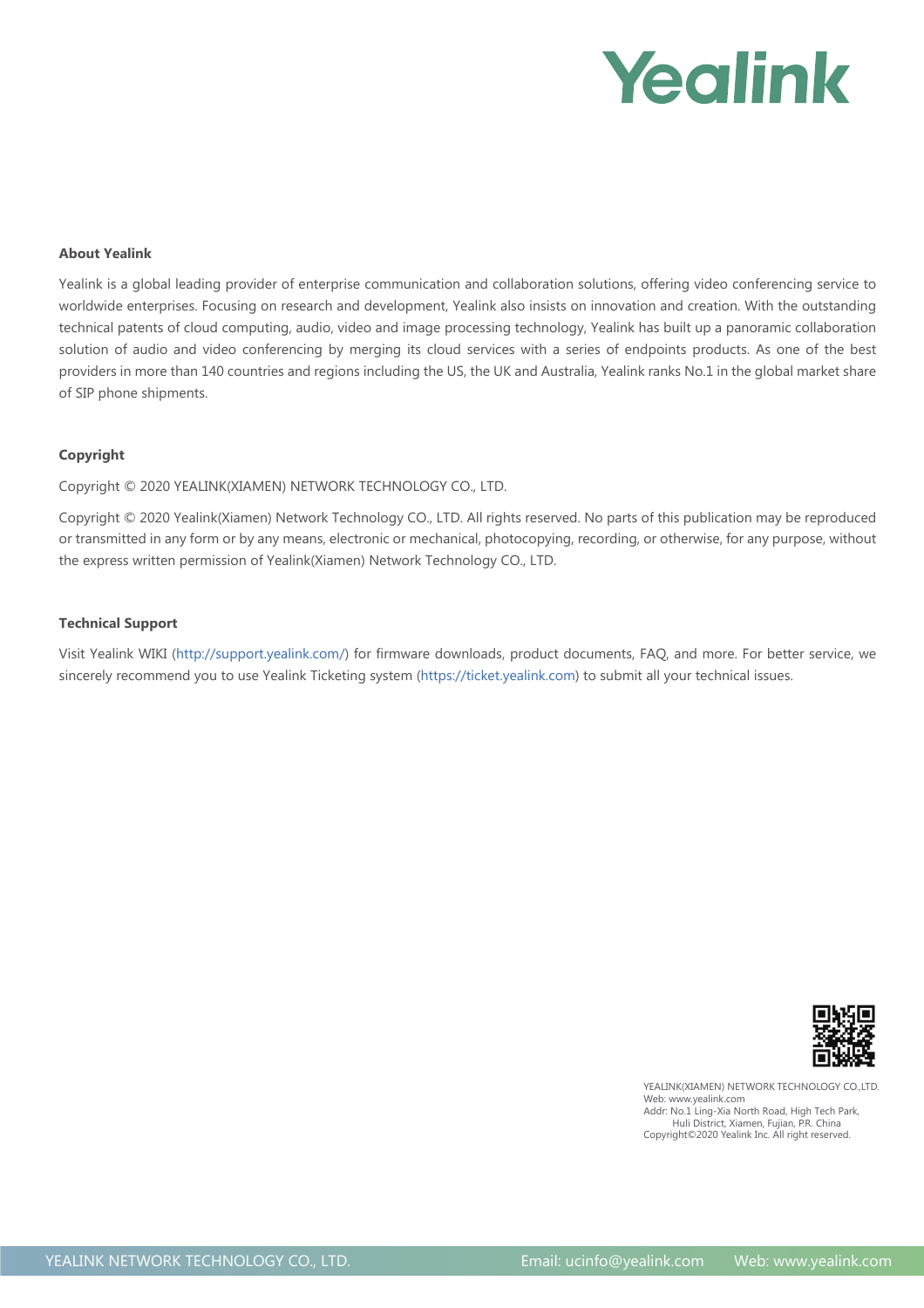Yealink

**About Yealink**

Yealink is a global leading provider of enterprise communication and collaboration solutions, offering video conferencing service to worldwide enterprises. Focusing on research and development, Yealink also insists on innovation and creation. With the outstanding technical patents of cloud computing, audio, video and image processing technology, Yealink has built up a panoramic collaboration solution of audio and video conferencing by merging its cloud services with a series of endpoints products. As one of the best providers in more than 140 countries and regions including the US, the UK and Australia, Yealink ranks No.1 in the global market share of SIP phone shipments.

**Copyright**

Copyright © 2020 YEALINK(XIAMEN) NETWORK TECHNOLOGY CO., LTD.

Copyright © 2020 Yealink(Xiamen) Network Technology CO., LTD. All rights reserved. No parts of this publication may be reproduced or transmitted in any form or by any means, electronic or mechanical, photocopying, recording, or otherwise, for any purpose, without the express written permission of Yealink(Xiamen) Network Technology CO., LTD.

**Technical Support**

Visit Yealink WIKI (http://support.yealink.com/) for firmware downloads, product documents, FAQ, and more. For better service, we sincerely recommend you to use Yealink Ticketing system (https://ticket.yealink.com) to submit all your technical issues.

YEALINK(XIAMEN) NETWORK TECHNOLOGY CO.,LTD.
Web: www.yealink.com
Addr: No.1 Ling-Xia North Road, High Tech Park, Huli District, Xiamen, Fujian, P.R. China
Copyright©2020 Yealink Inc. All right reserved.

YEALINK NETWORK TECHNOLOGY CO., LTD. Email: ucinfo@yealink.com Web: www.yealink.com